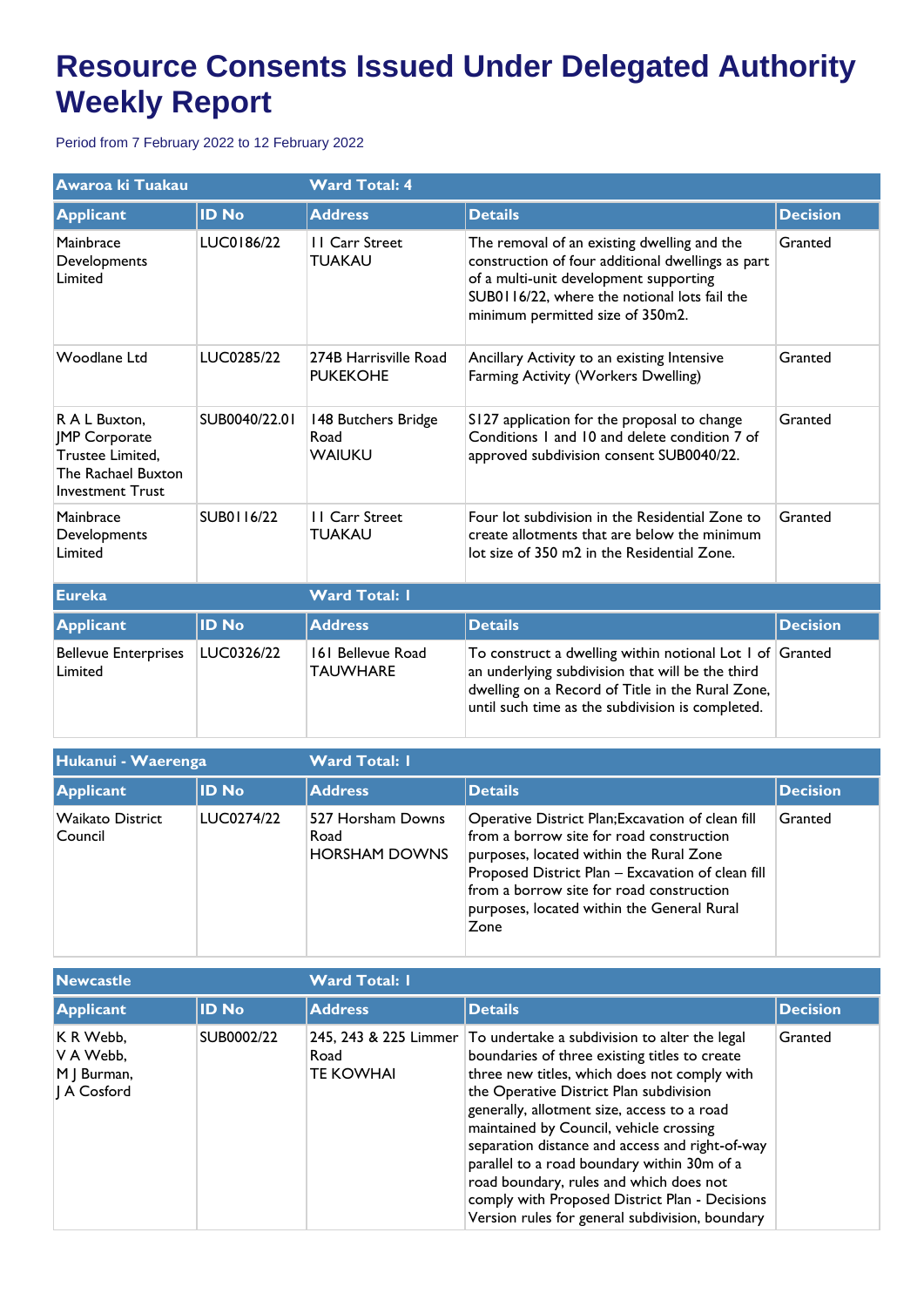# Resource Consents Issued Under Delegated Authority Weekly Report

Period from 7 February 2022 to 12 February 2022

| Awaroa ki Tuakau | | Ward Total: 4 | | |
|---|---|---|---|---|
| **Applicant** | **ID No** | **Address** | **Details** | **Decision** |
| Mainbrace Developments Limited | LUC0186/22 | 11 Carr Street TUAKAU | The removal of an existing dwelling and the construction of four additional dwellings as part of a multi-unit development supporting SUB0116/22, where the notional lots fail the minimum permitted size of 350m2. | Granted |
| Woodlane Ltd | LUC0285/22 | 274B Harrisville Road PUKEKOHE | Ancillary Activity to an existing Intensive Farming Activity (Workers Dwelling) | Granted |
| R A L Buxton, JMP Corporate Trustee Limited, The Rachael Buxton Investment Trust | SUB0040/22.01 | 148 Butchers Bridge Road WAIUKU | S127 application for the proposal to change Conditions 1 and 10 and delete condition 7 of approved subdivision consent SUB0040/22. | Granted |
| Mainbrace Developments Limited | SUB0116/22 | 11 Carr Street TUAKAU | Four lot subdivision in the Residential Zone to create allotments that are below the minimum lot size of 350 m2 in the Residential Zone. | Granted |

| Eureka | | Ward Total: 1 | | |
|---|---|---|---|---|
| **Applicant** | **ID No** | **Address** | **Details** | **Decision** |
| Bellevue Enterprises Limited | LUC0326/22 | 161 Bellevue Road TAUWHARE | To construct a dwelling within notional Lot 1 of an underlying subdivision that will be the third dwelling on a Record of Title in the Rural Zone, until such time as the subdivision is completed. | Granted |

| Hukanui - Waerenga | | Ward Total: 1 | | |
|---|---|---|---|---|
| **Applicant** | **ID No** | **Address** | **Details** | **Decision** |
| Waikato District Council | LUC0274/22 | 527 Horsham Downs Road HORSHAM DOWNS | Operative District Plan;Excavation of clean fill from a borrow site for road construction purposes, located within the Rural Zone Proposed District Plan – Excavation of clean fill from a borrow site for road construction purposes, located within the General Rural Zone | Granted |

| Newcastle | | Ward Total: 1 | | |
|---|---|---|---|---|
| **Applicant** | **ID No** | **Address** | **Details** | **Decision** |
| K R Webb, V A Webb, M J Burman, J A Cosford | SUB0002/22 | 245, 243 & 225 Limmer Road TE KOWHAI | To undertake a subdivision to alter the legal boundaries of three existing titles to create three new titles, which does not comply with the Operative District Plan subdivision generally, allotment size, access to a road maintained by Council, vehicle crossing separation distance and access and right-of-way parallel to a road boundary within 30m of a road boundary, rules and which does not comply with Proposed District Plan - Decisions Version rules for general subdivision, boundary | Granted |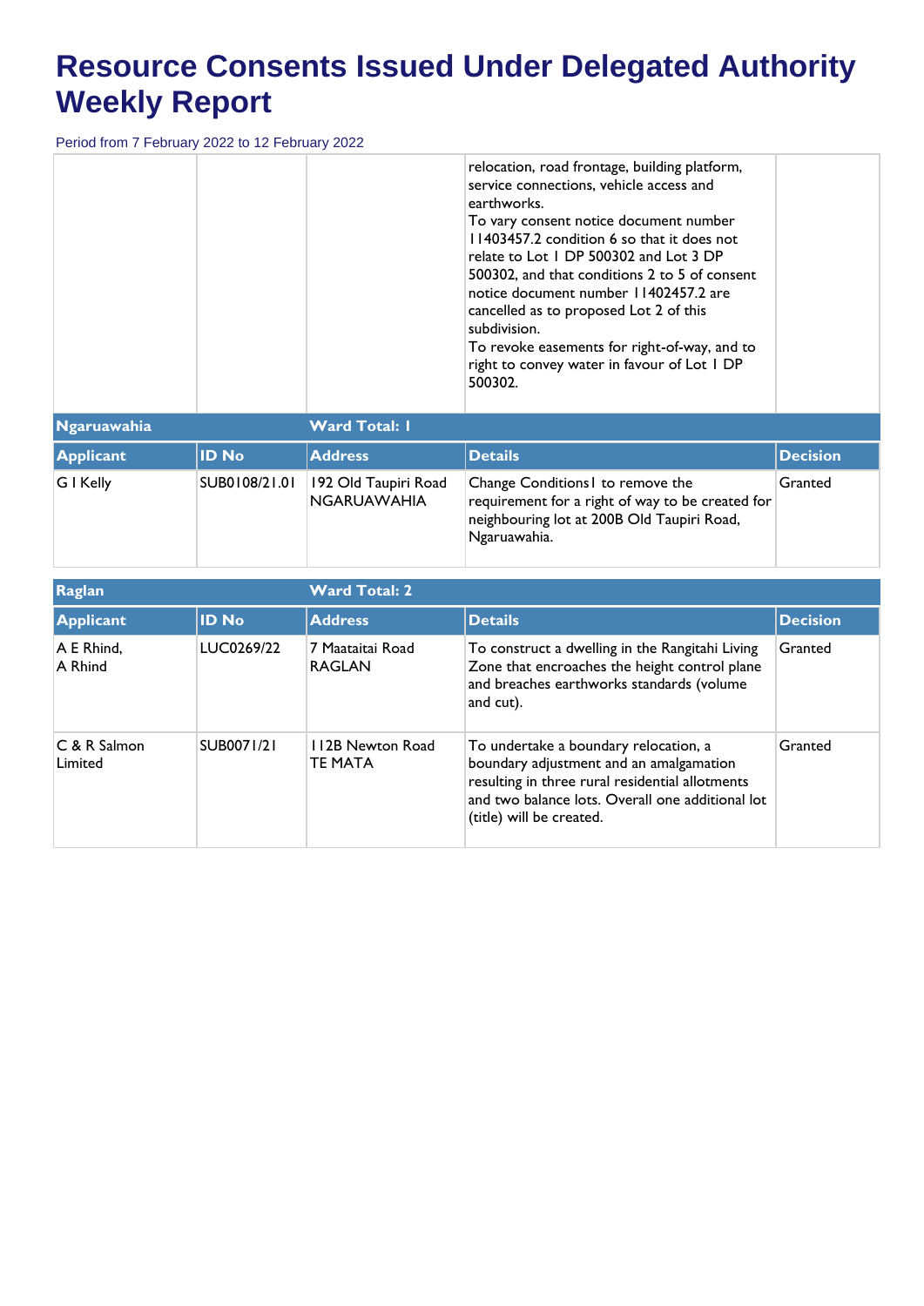# Resource Consents Issued Under Delegated Authority Weekly Report

Period from 7 February 2022 to 12 February 2022

| | | | | |
|---|---|---|---|---|
| | | | relocation, road frontage, building platform, service connections, vehicle access and earthworks. To vary consent notice document number 11403457.2 condition 6 so that it does not relate to Lot 1 DP 500302 and Lot 3 DP 500302, and that conditions 2 to 5 of consent notice document number 11402457.2 are cancelled as to proposed Lot 2 of this subdivision. To revoke easements for right-of-way, and to right to convey water in favour of Lot 1 DP 500302. | |

| Ngaruawahia | | Ward Total: 1 | | |
|---|---|---|---|---|
| **Applicant** | **ID No** | **Address** | **Details** | **Decision** |
| G I Kelly | SUB0108/21.01 | 192 Old Taupiri Road NGARUAWAHIA | Change Conditions1 to remove the requirement for a right of way to be created for neighbouring lot at 200B Old Taupiri Road, Ngaruawahia. | Granted |

| Raglan | | Ward Total: 2 | | |
|---|---|---|---|---|
| **Applicant** | **ID No** | **Address** | **Details** | **Decision** |
| A E Rhind, A Rhind | LUC0269/22 | 7 Maataitai Road RAGLAN | To construct a dwelling in the Rangitahi Living Zone that encroaches the height control plane and breaches earthworks standards (volume and cut). | Granted |
| C & R Salmon Limited | SUB0071/21 | 112B Newton Road TE MATA | To undertake a boundary relocation, a boundary adjustment and an amalgamation resulting in three rural residential allotments and two balance lots. Overall one additional lot (title) will be created. | Granted |